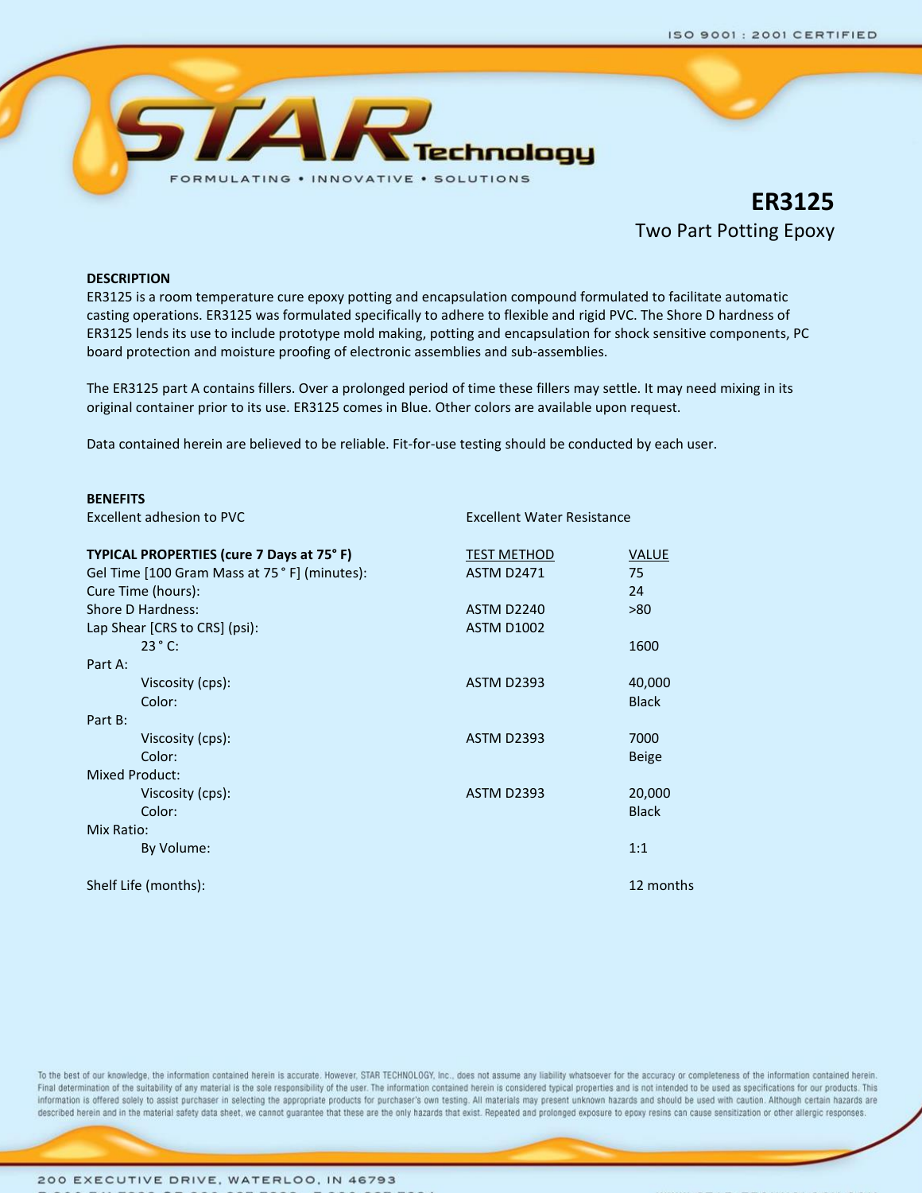ISO 9001 : 2001 CERTIFIED

STAR Technology

FORMULATING • INNOVATIVE • SOLUTIONS

# ER3125

## Two Part Potting Epoxy

**DESCRIPTION**

ER3125 is a room temperature cure epoxy potting and encapsulation compound formulated to facilitate automatic casting operations. ER3125 was formulated specifically to adhere to flexible and rigid PVC. The Shore D hardness of ER3125 lends its use to include prototype mold making, potting and encapsulation for shock sensitive components, PC board protection and moisture proofing of electronic assemblies and sub-assemblies.

The ER3125 part A contains fillers. Over a prolonged period of time these fillers may settle. It may need mixing in its original container prior to its use. ER3125 comes in Blue. Other colors are available upon request.

Data contained herein are believed to be reliable. Fit-for-use testing should be conducted by each user.

**BENEFITS**

- Excellent adhesion to PVC
- Excellent Water Resistance

| TYPICAL PROPERTIES (cure 7 Days at 75° F) | TEST METHOD | VALUE |
|---|---|---|
| Gel Time [100 Gram Mass at 75 ° F] (minutes): | ASTM D2471 | 75 |
| Cure Time (hours): | | 24 |
| Shore D Hardness: | ASTM D2240 | >80 |
| Lap Shear [CRS to CRS] (psi): | ASTM D1002 | |
| 23 ° C: | | 1600 |
| Part A: | | |
| Viscosity (cps): | ASTM D2393 | 40,000 |
| Color: | | Black |
| Part B: | | |
| Viscosity (cps): | ASTM D2393 | 7000 |
| Color: | | Beige |
| Mixed Product: | | |
| Viscosity (cps): | ASTM D2393 | 20,000 |
| Color: | | Black |
| Mix Ratio: | | |
| By Volume: | | 1:1 |
| Shelf Life (months): | | 12 months |

To the best of our knowledge, the information contained herein is accurate. However, STAR TECHNOLOGY, Inc., does not assume any liability whatsoever for the accuracy or completeness of the information contained herein. Final determination of the suitability of any material is the sole responsibility of the user. The information contained herein is considered typical properties and is not intended to be used as specifications for our products. This information is offered solely to assist purchaser in selecting the appropriate products for purchaser's own testing. All materials may present unknown hazards and should be used with caution. Although certain hazards are described herein and in the material safety data sheet, we cannot guarantee that these are the only hazards that exist. Repeated and prolonged exposure to epoxy resins can cause sensitization or other allergic responses.

200 EXECUTIVE DRIVE, WATERLOO, IN 46793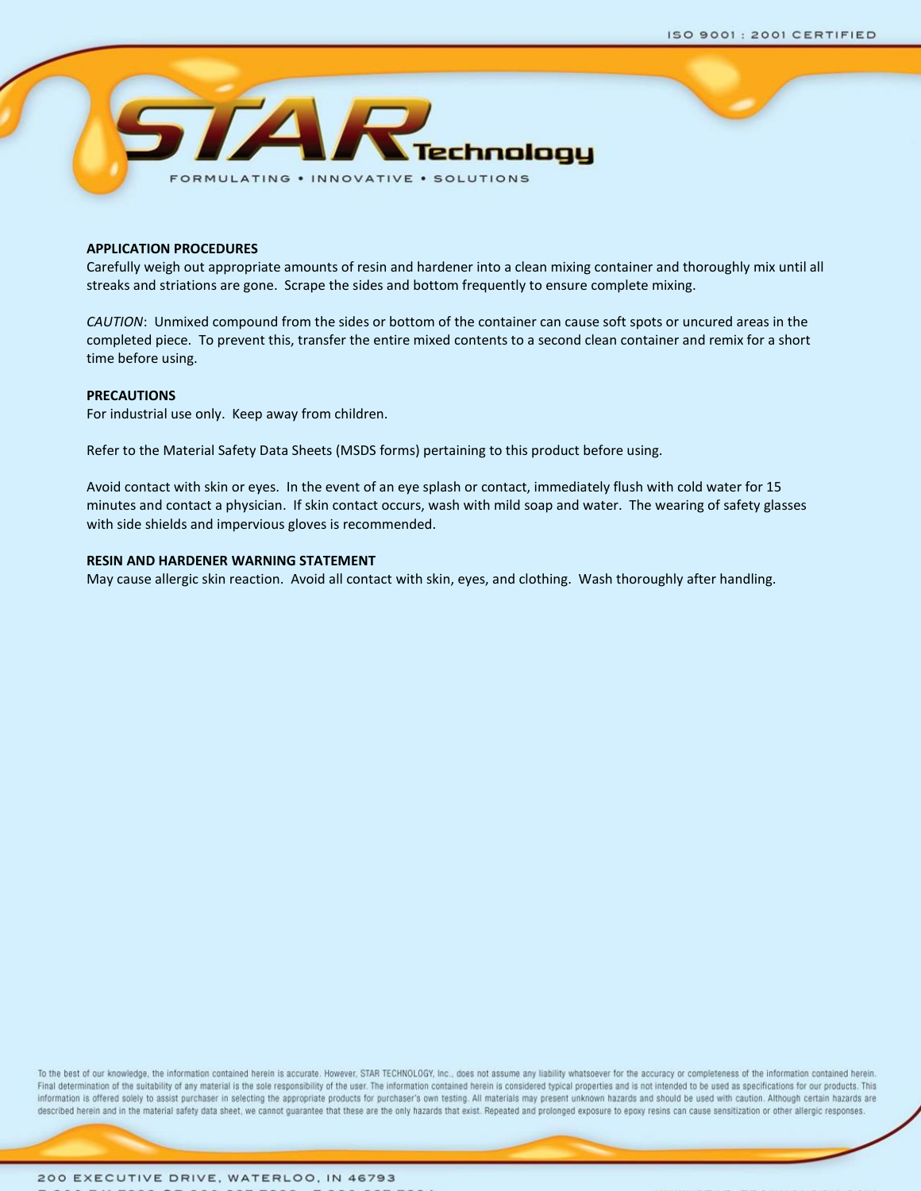### APPLICATION PROCEDURES

Carefully weigh out appropriate amounts of resin and hardener into a clean mixing container and thoroughly mix until all streaks and striations are gone. Scrape the sides and bottom frequently to ensure complete mixing.

*CAUTION*: Unmixed compound from the sides or bottom of the container can cause soft spots or uncured areas in the completed piece. To prevent this, transfer the entire mixed contents to a second clean container and remix for a short time before using.

### PRECAUTIONS

For industrial use only. Keep away from children.

Refer to the Material Safety Data Sheets (MSDS forms) pertaining to this product before using.

Avoid contact with skin or eyes. In the event of an eye splash or contact, immediately flush with cold water for 15 minutes and contact a physician. If skin contact occurs, wash with mild soap and water. The wearing of safety glasses with side shields and impervious gloves is recommended.

### RESIN AND HARDENER WARNING STATEMENT

May cause allergic skin reaction. Avoid all contact with skin, eyes, and clothing. Wash thoroughly after handling.

To the best of our knowledge, the information contained herein is accurate. However, STAR TECHNOLOGY, Inc., does not assume any liability whatsoever for the accuracy or completeness of the information contained herein. Final determination of the suitability of any material is the sole responsibility of the user. The information contained herein is considered typical properties and is not intended to be used as specifications for our products. This information is offered solely to assist purchaser in selecting the appropriate products for purchaser's own testing. All materials may present unknown hazards and should be used with caution. Although certain hazards are described herein and in the material safety data sheet, we cannot guarantee that these are the only hazards that exist. Repeated and prolonged exposure to epoxy resins can cause sensitization or other allergic responses.